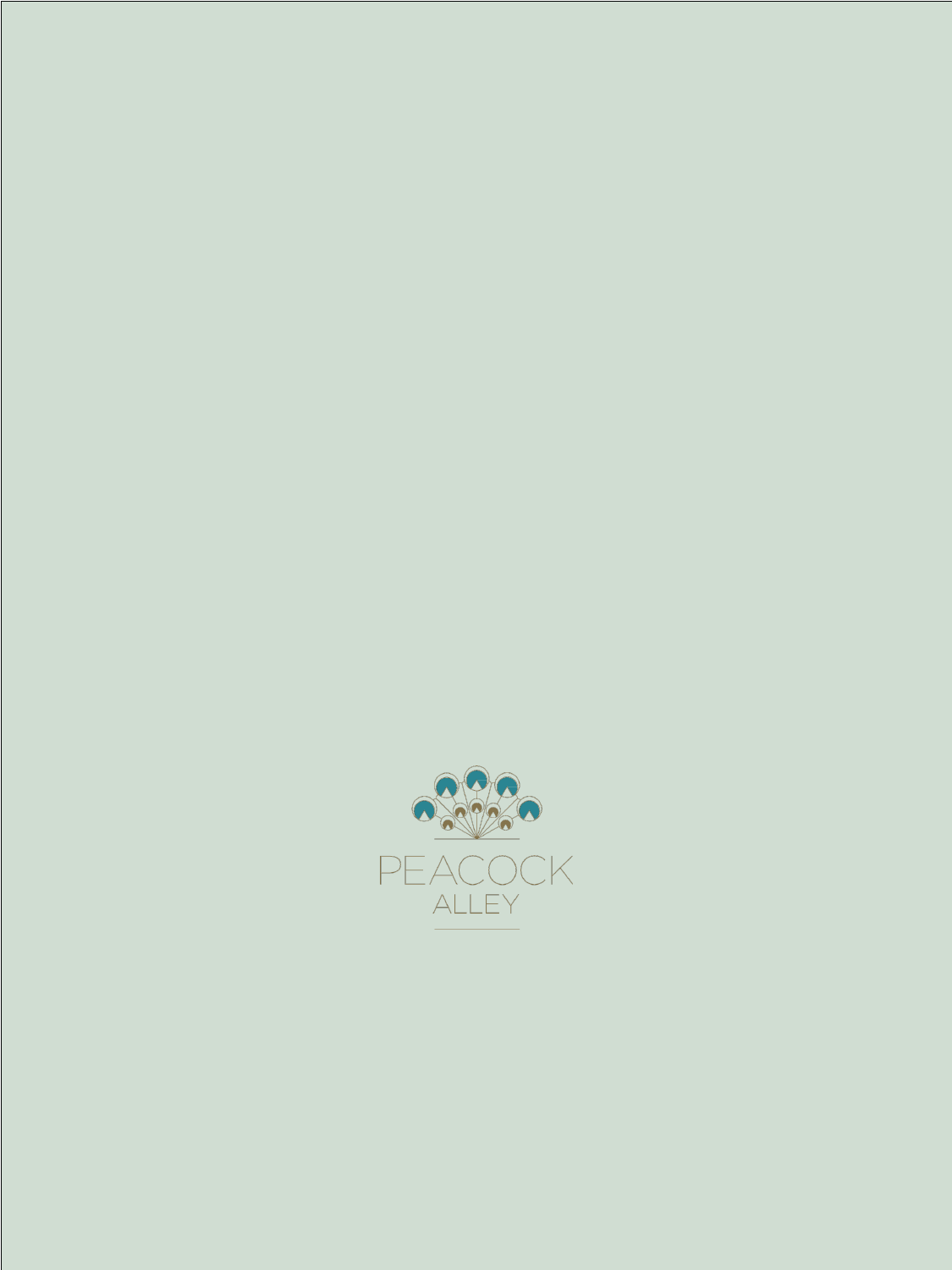PEACOCK
ALLEY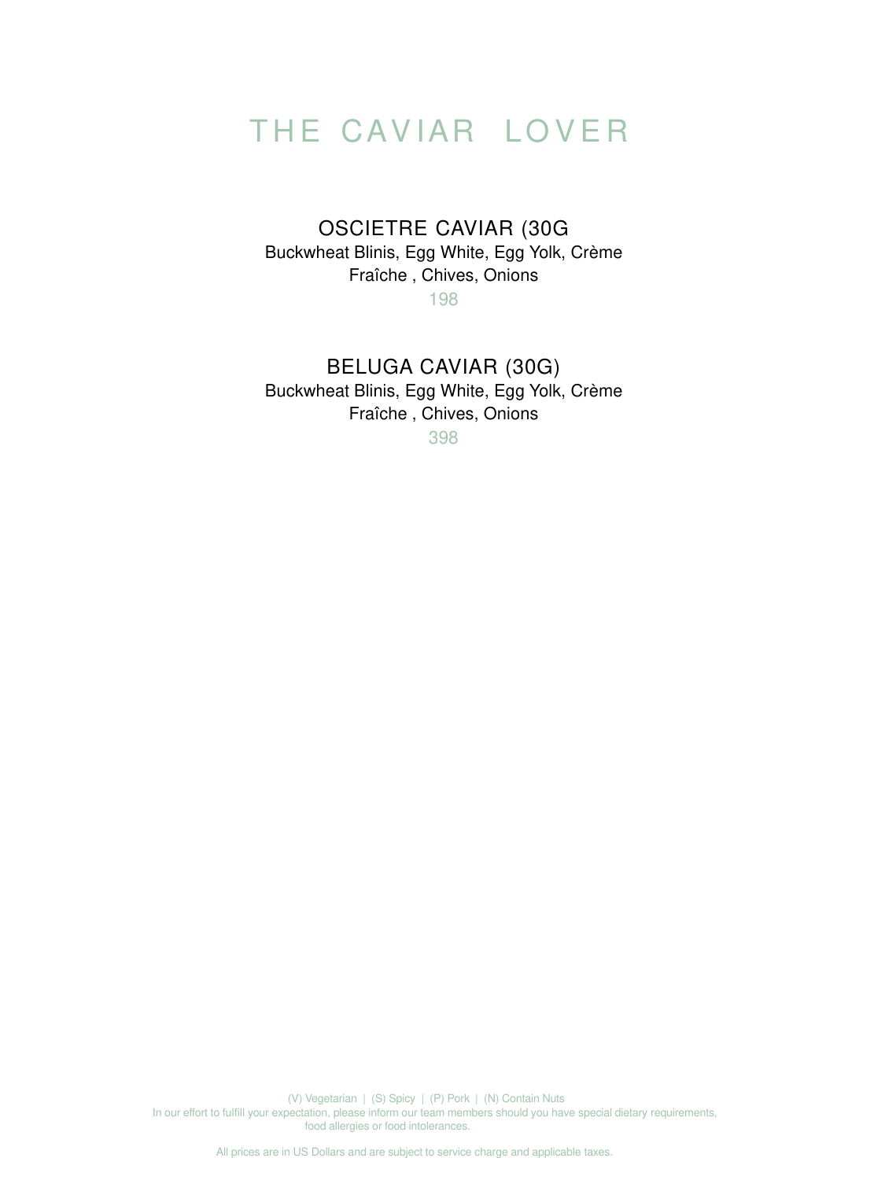# THE CAVIAR LOVER

## OSCIETRE CAVIAR (30G

Buckwheat Blinis, Egg White, Egg Yolk, Crème Fraîche , Chives, Onions

198

## BELUGA CAVIAR (30G)

Buckwheat Blinis, Egg White, Egg Yolk, Crème Fraîche , Chives, Onions

398

(V) Vegetarian | (S) Spicy | (P) Pork | (N) Contain Nuts

In our effort to fulfill your expectation, please inform our team members should you have special dietary requirements, food allergies or food intolerances.

All prices are in US Dollars and are subject to service charge and applicable taxes.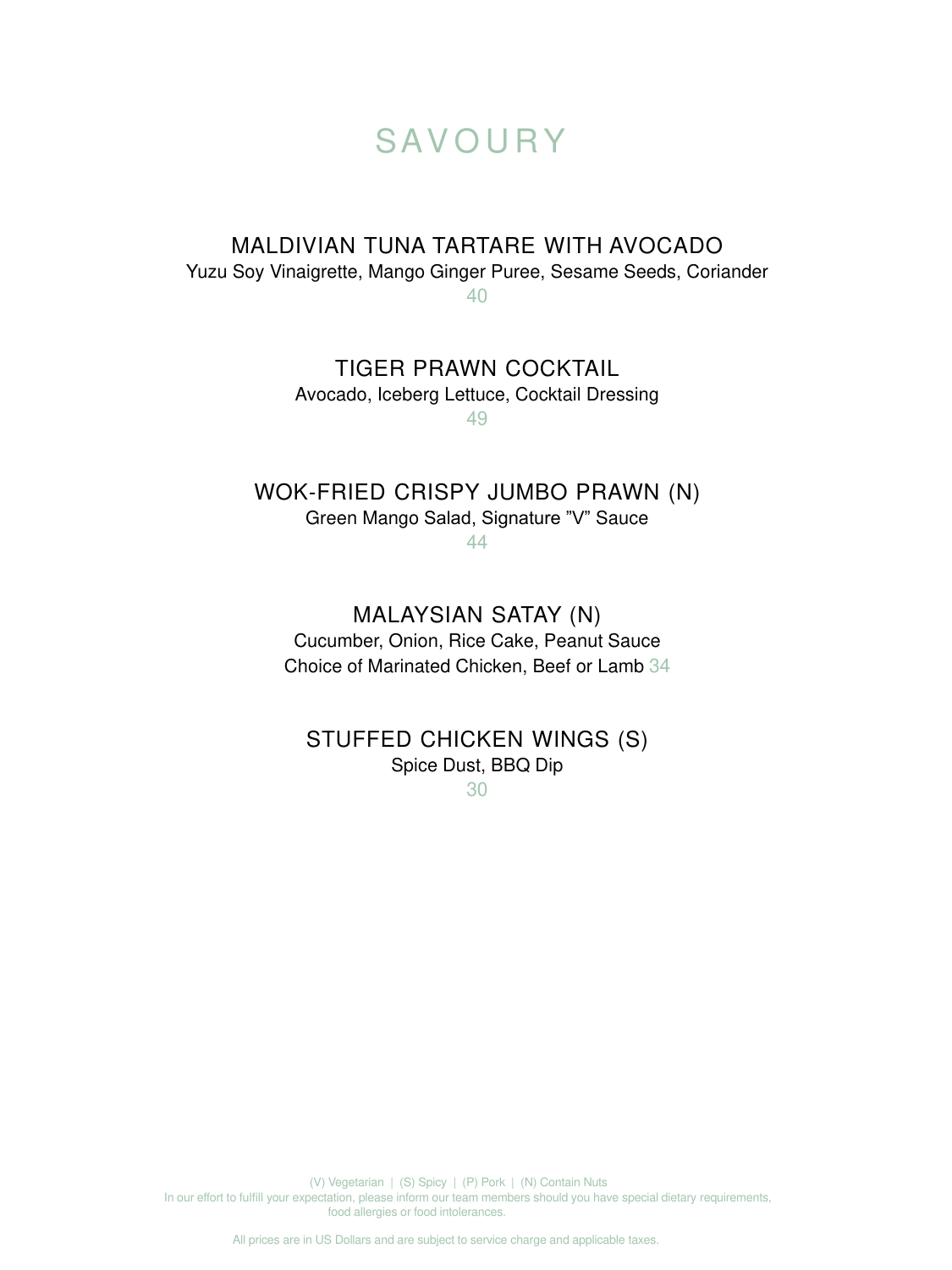# SAVOURY

## MALDIVIAN TUNA TARTARE WITH AVOCADO

Yuzu Soy Vinaigrette, Mango Ginger Puree, Sesame Seeds, Coriander

40

## TIGER PRAWN COCKTAIL

Avocado, Iceberg Lettuce, Cocktail Dressing

49

## WOK-FRIED CRISPY JUMBO PRAWN (N)

Green Mango Salad, Signature "V" Sauce

44

## MALAYSIAN SATAY (N)

Cucumber, Onion, Rice Cake, Peanut Sauce

Choice of Marinated Chicken, Beef or Lamb 34

## STUFFED CHICKEN WINGS (S)

Spice Dust, BBQ Dip

30

(V) Vegetarian | (S) Spicy | (P) Pork | (N) Contain Nuts

In our effort to fulfill your expectation, please inform our team members should you have special dietary requirements, food allergies or food intolerances.

All prices are in US Dollars and are subject to service charge and applicable taxes.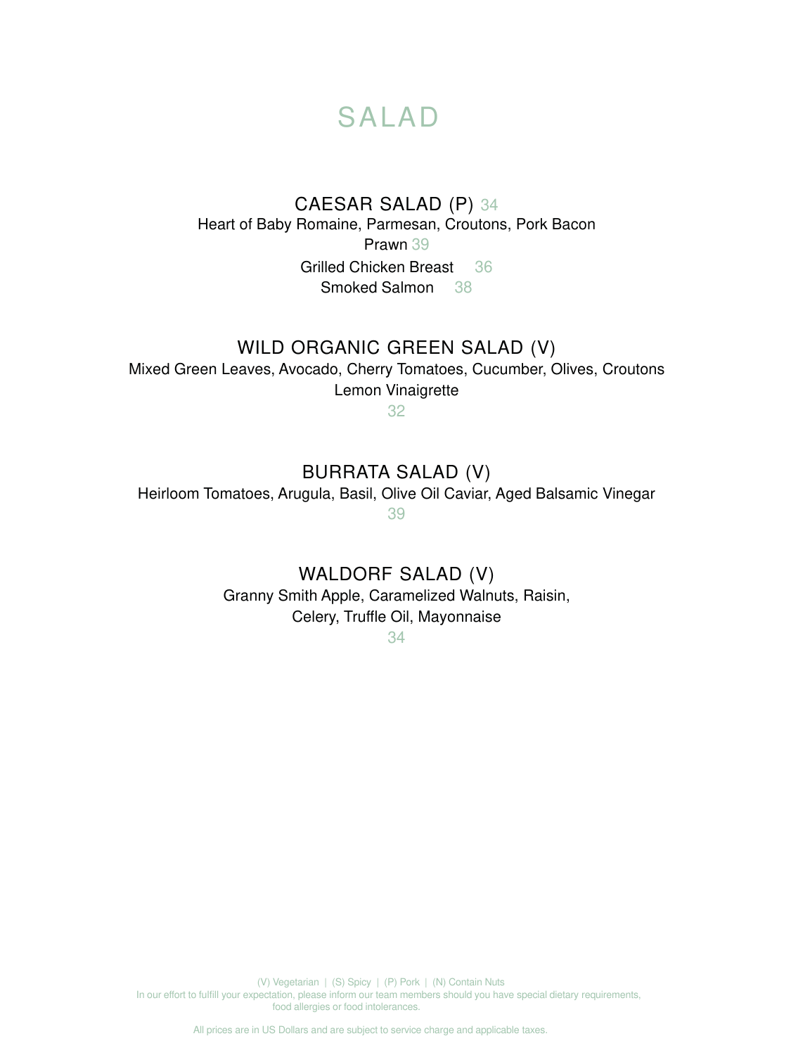# SALAD

### CAESAR SALAD (P) 34

Heart of Baby Romaine, Parmesan, Croutons, Pork Bacon

Prawn 39

Grilled Chicken Breast 36

Smoked Salmon 38

### WILD ORGANIC GREEN SALAD (V)

Mixed Green Leaves, Avocado, Cherry Tomatoes, Cucumber, Olives, Croutons
Lemon Vinaigrette

32

### BURRATA SALAD (V)

Heirloom Tomatoes, Arugula, Basil, Olive Oil Caviar, Aged Balsamic Vinegar

39

### WALDORF SALAD (V)

Granny Smith Apple, Caramelized Walnuts, Raisin,
Celery, Truffle Oil, Mayonnaise

34

(V) Vegetarian | (S) Spicy | (P) Pork | (N) Contain Nuts

In our effort to fulfill your expectation, please inform our team members should you have special dietary requirements, food allergies or food intolerances.

All prices are in US Dollars and are subject to service charge and applicable taxes.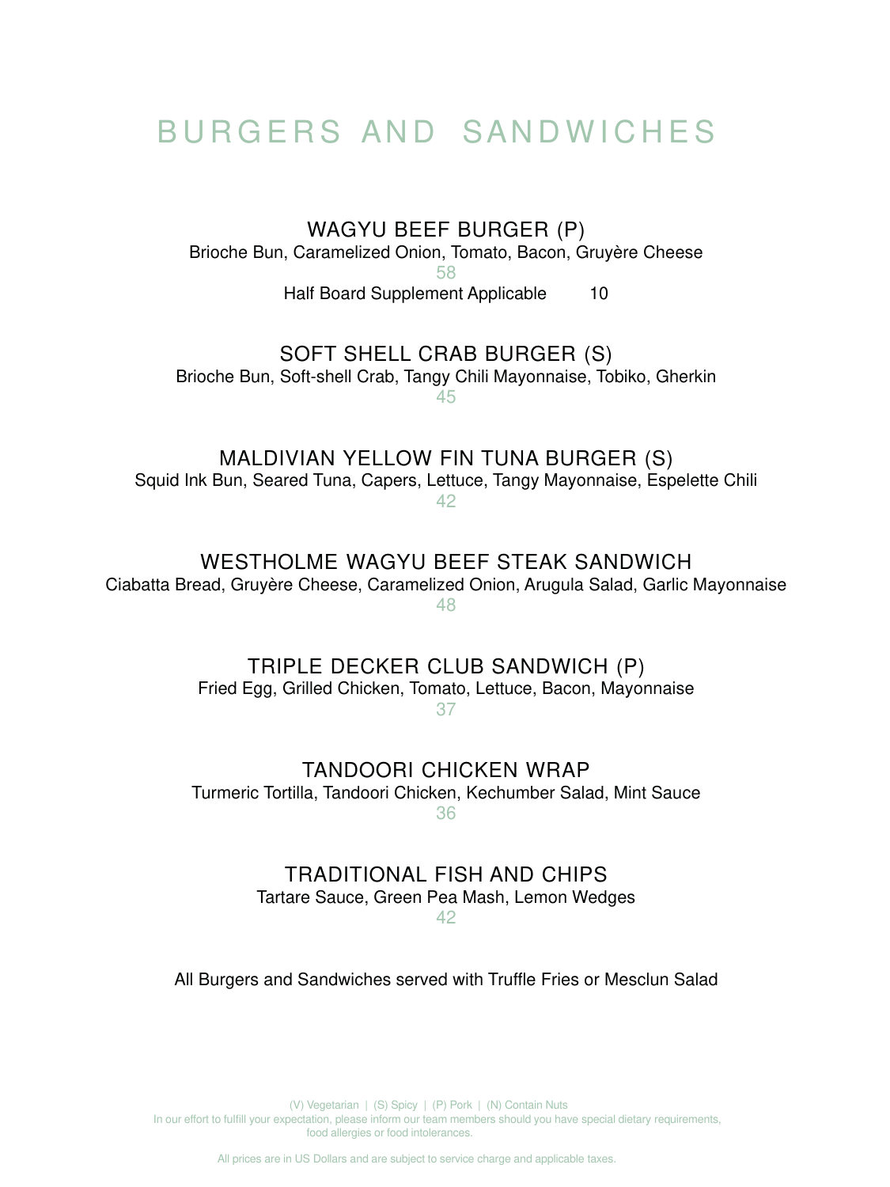# BURGERS AND SANDWICHES

### WAGYU BEEF BURGER (P)

Brioche Bun, Caramelized Onion, Tomato, Bacon, Gruyère Cheese

58

Half Board Supplement Applicable 10

### SOFT SHELL CRAB BURGER (S)

Brioche Bun, Soft-shell Crab, Tangy Chili Mayonnaise, Tobiko, Gherkin

45

### MALDIVIAN YELLOW FIN TUNA BURGER (S)

Squid Ink Bun, Seared Tuna, Capers, Lettuce, Tangy Mayonnaise, Espelette Chili

42

### WESTHOLME WAGYU BEEF STEAK SANDWICH

Ciabatta Bread, Gruyère Cheese, Caramelized Onion, Arugula Salad, Garlic Mayonnaise

48

### TRIPLE DECKER CLUB SANDWICH (P)

Fried Egg, Grilled Chicken, Tomato, Lettuce, Bacon, Mayonnaise

37

### TANDOORI CHICKEN WRAP

Turmeric Tortilla, Tandoori Chicken, Kechumber Salad, Mint Sauce

36

### TRADITIONAL FISH AND CHIPS

Tartare Sauce, Green Pea Mash, Lemon Wedges

42

All Burgers and Sandwiches served with Truffle Fries or Mesclun Salad

(V) Vegetarian | (S) Spicy | (P) Pork | (N) Contain Nuts

In our effort to fulfill your expectation, please inform our team members should you have special dietary requirements, food allergies or food intolerances.

All prices are in US Dollars and are subject to service charge and applicable taxes.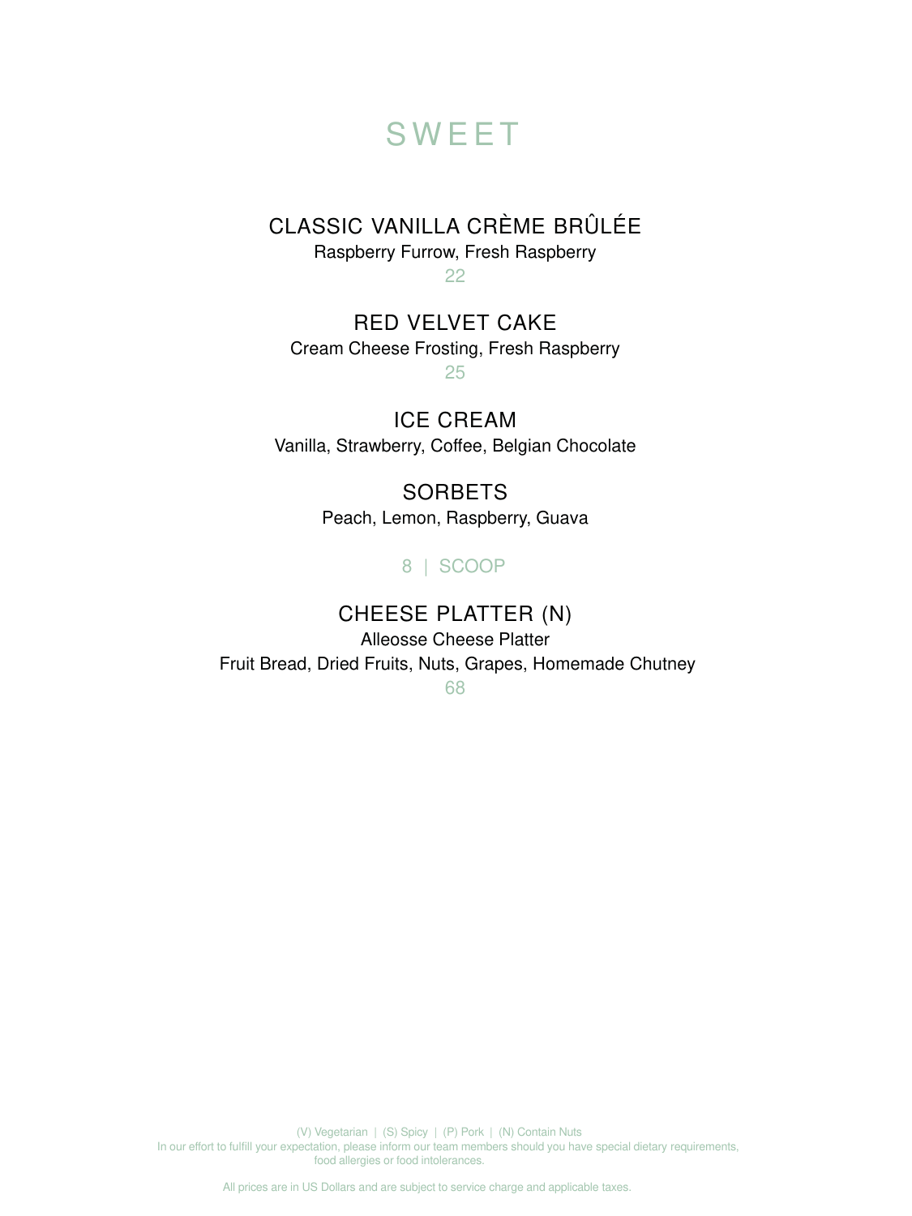# SWEET

## CLASSIC VANILLA CRÈME BRÛLÉE

Raspberry Furrow, Fresh Raspberry

22

## RED VELVET CAKE

Cream Cheese Frosting, Fresh Raspberry

25

## ICE CREAM

Vanilla, Strawberry, Coffee, Belgian Chocolate

## SORBETS

Peach, Lemon, Raspberry, Guava

8 | SCOOP

## CHEESE PLATTER (N)

Alleosse Cheese Platter

Fruit Bread, Dried Fruits, Nuts, Grapes, Homemade Chutney

68

(V) Vegetarian | (S) Spicy | (P) Pork | (N) Contain Nuts

In our effort to fulfill your expectation, please inform our team members should you have special dietary requirements, food allergies or food intolerances.

All prices are in US Dollars and are subject to service charge and applicable taxes.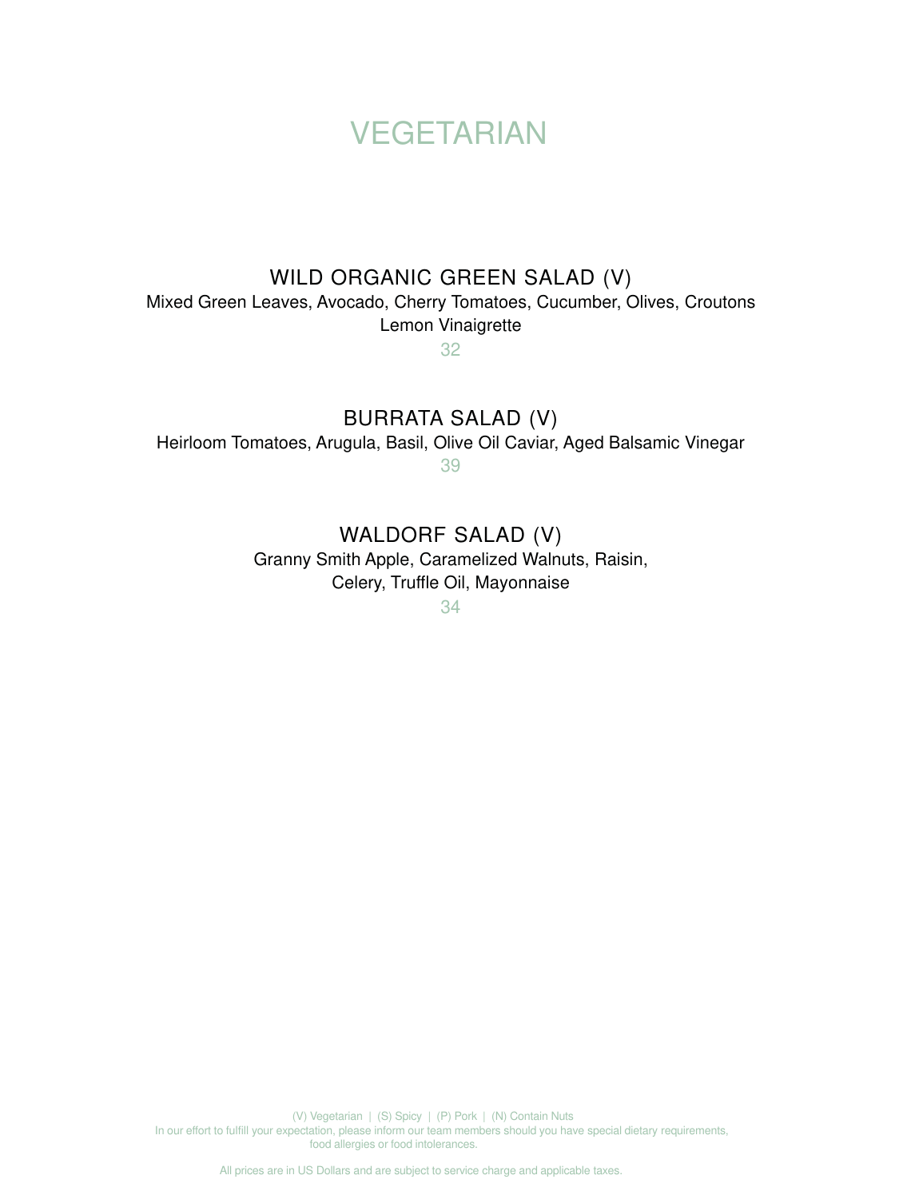# VEGETARIAN

## WILD ORGANIC GREEN SALAD (V)

Mixed Green Leaves, Avocado, Cherry Tomatoes, Cucumber, Olives, Croutons
Lemon Vinaigrette

32

## BURRATA SALAD (V)

Heirloom Tomatoes, Arugula, Basil, Olive Oil Caviar, Aged Balsamic Vinegar

39

## WALDORF SALAD (V)

Granny Smith Apple, Caramelized Walnuts, Raisin,
Celery, Truffle Oil, Mayonnaise

34

(V) Vegetarian | (S) Spicy | (P) Pork | (N) Contain Nuts

In our effort to fulfill your expectation, please inform our team members should you have special dietary requirements, food allergies or food intolerances.

All prices are in US Dollars and are subject to service charge and applicable taxes.